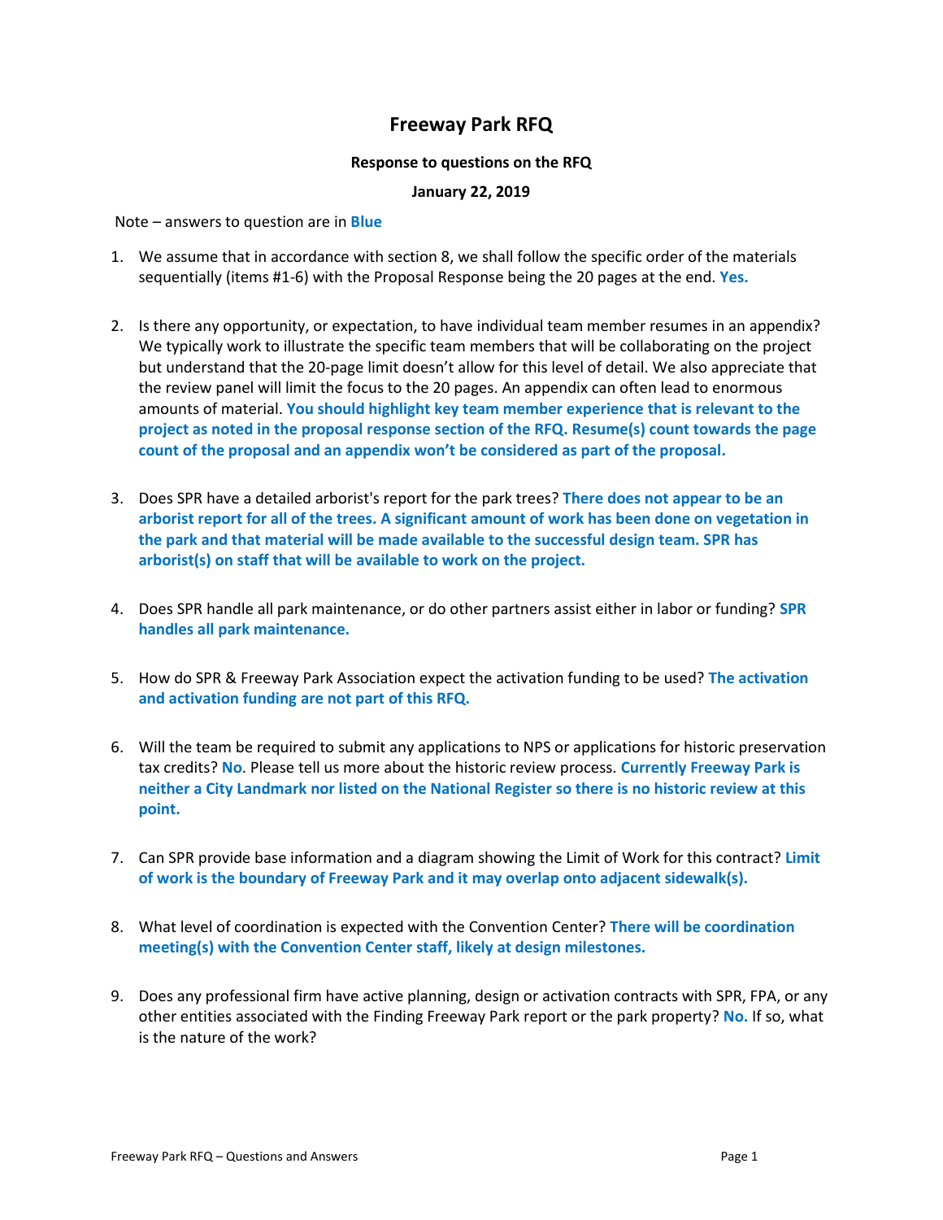# Freeway Park RFQ

**Response to questions on the RFQ**

**January 22, 2019**

Note – answers to question are in **Blue**

1. We assume that in accordance with section 8, we shall follow the specific order of the materials sequentially (items #1-6) with the Proposal Response being the 20 pages at the end. **Yes.**

2. Is there any opportunity, or expectation, to have individual team member resumes in an appendix? We typically work to illustrate the specific team members that will be collaborating on the project but understand that the 20-page limit doesn't allow for this level of detail. We also appreciate that the review panel will limit the focus to the 20 pages. An appendix can often lead to enormous amounts of material. **You should highlight key team member experience that is relevant to the project as noted in the proposal response section of the RFQ. Resume(s) count towards the page count of the proposal and an appendix won't be considered as part of the proposal.**

3. Does SPR have a detailed arborist's report for the park trees? **There does not appear to be an arborist report for all of the trees. A significant amount of work has been done on vegetation in the park and that material will be made available to the successful design team. SPR has arborist(s) on staff that will be available to work on the project.**

4. Does SPR handle all park maintenance, or do other partners assist either in labor or funding? **SPR handles all park maintenance.**

5. How do SPR & Freeway Park Association expect the activation funding to be used? **The activation and activation funding are not part of this RFQ.**

6. Will the team be required to submit any applications to NPS or applications for historic preservation tax credits? **No**. Please tell us more about the historic review process. **Currently Freeway Park is neither a City Landmark nor listed on the National Register so there is no historic review at this point.**

7. Can SPR provide base information and a diagram showing the Limit of Work for this contract? **Limit of work is the boundary of Freeway Park and it may overlap onto adjacent sidewalk(s).**

8. What level of coordination is expected with the Convention Center? **There will be coordination meeting(s) with the Convention Center staff, likely at design milestones.**

9. Does any professional firm have active planning, design or activation contracts with SPR, FPA, or any other entities associated with the Finding Freeway Park report or the park property? **No.** If so, what is the nature of the work?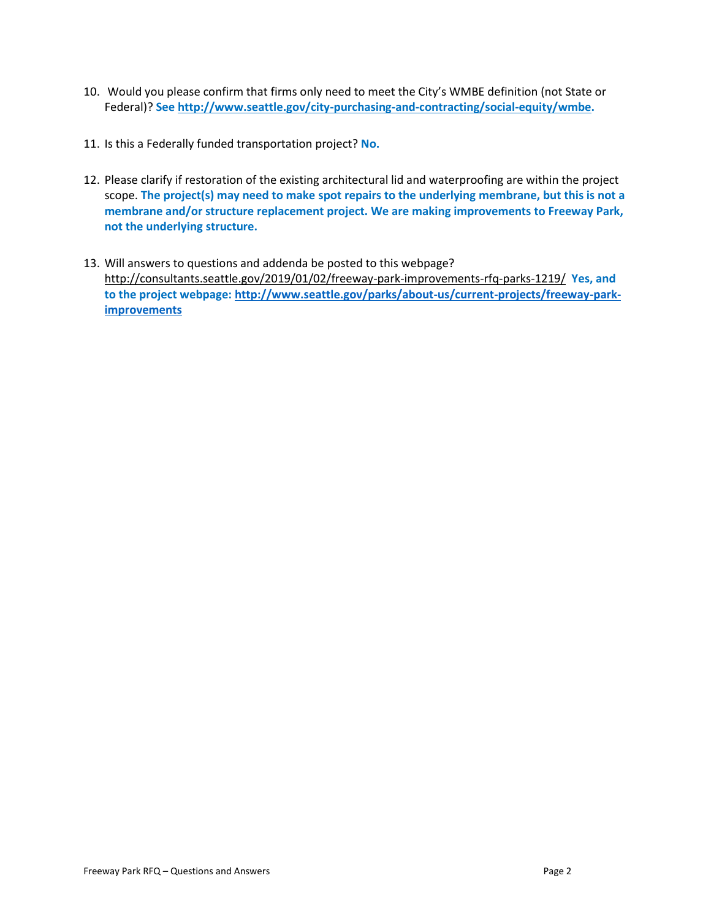10. Would you please confirm that firms only need to meet the City's WMBE definition (not State or Federal)? **See http://www.seattle.gov/city-purchasing-and-contracting/social-equity/wmbe.**

11. Is this a Federally funded transportation project? **No.**

12. Please clarify if restoration of the existing architectural lid and waterproofing are within the project scope. **The project(s) may need to make spot repairs to the underlying membrane, but this is not a membrane and/or structure replacement project. We are making improvements to Freeway Park, not the underlying structure.**

13. Will answers to questions and addenda be posted to this webpage? http://consultants.seattle.gov/2019/01/02/freeway-park-improvements-rfq-parks-1219/ **Yes, and to the project webpage: http://www.seattle.gov/parks/about-us/current-projects/freeway-park-improvements**